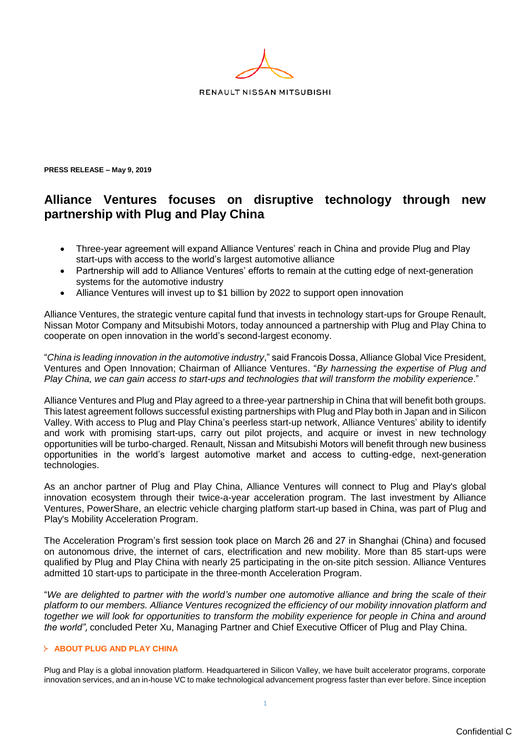RENAULT NISSAN MITSUBISHI

**PRESS RELEASE – May 9, 2019**

# Alliance Ventures focuses on disruptive technology through new partnership with Plug and Play China

- Three-year agreement will expand Alliance Ventures' reach in China and provide Plug and Play start-ups with access to the world's largest automotive alliance
- Partnership will add to Alliance Ventures' efforts to remain at the cutting edge of next-generation systems for the automotive industry
- Alliance Ventures will invest up to $1 billion by 2022 to support open innovation

Alliance Ventures, the strategic venture capital fund that invests in technology start-ups for Groupe Renault, Nissan Motor Company and Mitsubishi Motors, today announced a partnership with Plug and Play China to cooperate on open innovation in the world's second-largest economy.

"*China is leading innovation in the automotive industry*," said Francois Dossa, Alliance Global Vice President, Ventures and Open Innovation; Chairman of Alliance Ventures. "*By harnessing the expertise of Plug and Play China, we can gain access to start-ups and technologies that will transform the mobility experience*."

Alliance Ventures and Plug and Play agreed to a three-year partnership in China that will benefit both groups. This latest agreement follows successful existing partnerships with Plug and Play both in Japan and in Silicon Valley. With access to Plug and Play China's peerless start-up network, Alliance Ventures' ability to identify and work with promising start-ups, carry out pilot projects, and acquire or invest in new technology opportunities will be turbo-charged. Renault, Nissan and Mitsubishi Motors will benefit through new business opportunities in the world's largest automotive market and access to cutting-edge, next-generation technologies.

As an anchor partner of Plug and Play China, Alliance Ventures will connect to Plug and Play's global innovation ecosystem through their twice-a-year acceleration program. The last investment by Alliance Ventures, PowerShare, an electric vehicle charging platform start-up based in China, was part of Plug and Play's Mobility Acceleration Program.

The Acceleration Program's first session took place on March 26 and 27 in Shanghai (China) and focused on autonomous drive, the internet of cars, electrification and new mobility. More than 85 start-ups were qualified by Plug and Play China with nearly 25 participating in the on-site pitch session. Alliance Ventures admitted 10 start-ups to participate in the three-month Acceleration Program.

"*We are delighted to partner with the world's number one automotive alliance and bring the scale of their platform to our members. Alliance Ventures recognized the efficiency of our mobility innovation platform and together we will look for opportunities to transform the mobility experience for people in China and around the world",* concluded Peter Xu, Managing Partner and Chief Executive Officer of Plug and Play China.

## ABOUT PLUG AND PLAY CHINA

Plug and Play is a global innovation platform. Headquartered in Silicon Valley, we have built accelerator programs, corporate innovation services, and an in-house VC to make technological advancement progress faster than ever before. Since inception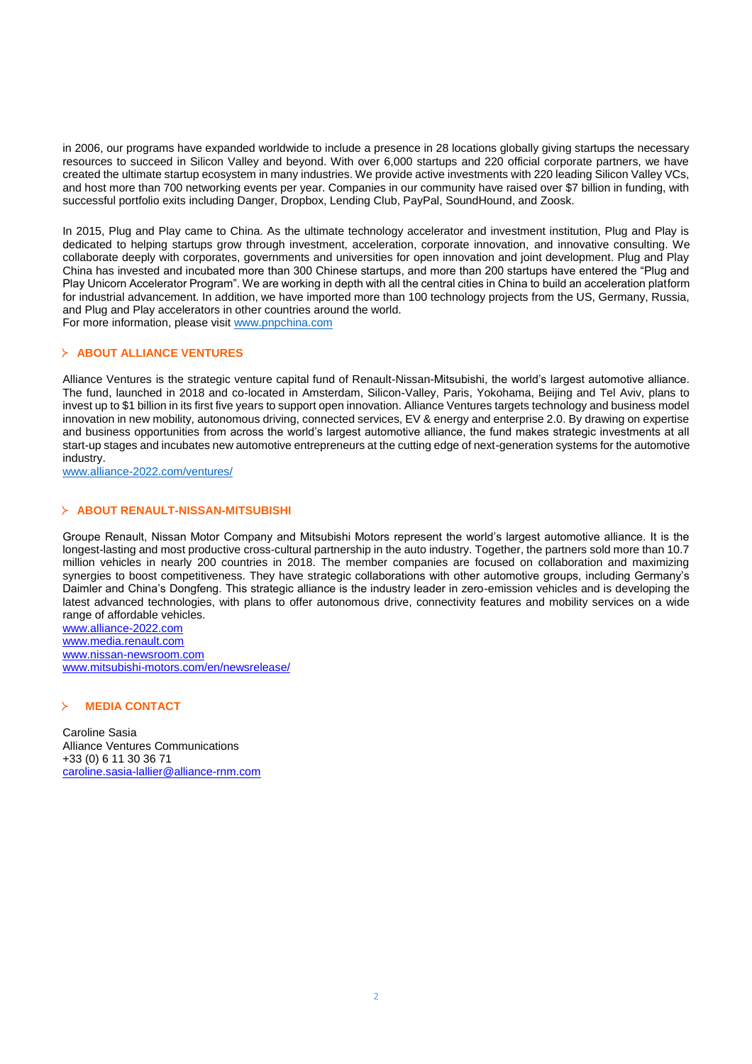in 2006, our programs have expanded worldwide to include a presence in 28 locations globally giving startups the necessary resources to succeed in Silicon Valley and beyond. With over 6,000 startups and 220 official corporate partners, we have created the ultimate startup ecosystem in many industries. We provide active investments with 220 leading Silicon Valley VCs, and host more than 700 networking events per year. Companies in our community have raised over $7 billion in funding, with successful portfolio exits including Danger, Dropbox, Lending Club, PayPal, SoundHound, and Zoosk.

In 2015, Plug and Play came to China. As the ultimate technology accelerator and investment institution, Plug and Play is dedicated to helping startups grow through investment, acceleration, corporate innovation, and innovative consulting. We collaborate deeply with corporates, governments and universities for open innovation and joint development. Plug and Play China has invested and incubated more than 300 Chinese startups, and more than 200 startups have entered the "Plug and Play Unicorn Accelerator Program". We are working in depth with all the central cities in China to build an acceleration platform for industrial advancement. In addition, we have imported more than 100 technology projects from the US, Germany, Russia, and Plug and Play accelerators in other countries around the world.
For more information, please visit www.pnpchina.com

## ABOUT ALLIANCE VENTURES

Alliance Ventures is the strategic venture capital fund of Renault-Nissan-Mitsubishi, the world's largest automotive alliance. The fund, launched in 2018 and co-located in Amsterdam, Silicon-Valley, Paris, Yokohama, Beijing and Tel Aviv, plans to invest up to $1 billion in its first five years to support open innovation. Alliance Ventures targets technology and business model innovation in new mobility, autonomous driving, connected services, EV & energy and enterprise 2.0. By drawing on expertise and business opportunities from across the world's largest automotive alliance, the fund makes strategic investments at all start-up stages and incubates new automotive entrepreneurs at the cutting edge of next-generation systems for the automotive industry.
www.alliance-2022.com/ventures/

## ABOUT RENAULT-NISSAN-MITSUBISHI

Groupe Renault, Nissan Motor Company and Mitsubishi Motors represent the world's largest automotive alliance. It is the longest-lasting and most productive cross-cultural partnership in the auto industry. Together, the partners sold more than 10.7 million vehicles in nearly 200 countries in 2018. The member companies are focused on collaboration and maximizing synergies to boost competitiveness. They have strategic collaborations with other automotive groups, including Germany's Daimler and China's Dongfeng. This strategic alliance is the industry leader in zero-emission vehicles and is developing the latest advanced technologies, with plans to offer autonomous drive, connectivity features and mobility services on a wide range of affordable vehicles.
www.alliance-2022.com
www.media.renault.com
www.nissan-newsroom.com
www.mitsubishi-motors.com/en/newsrelease/

## MEDIA CONTACT

Caroline Sasia
Alliance Ventures Communications
+33 (0) 6 11 30 36 71
caroline.sasia-lallier@alliance-rnm.com